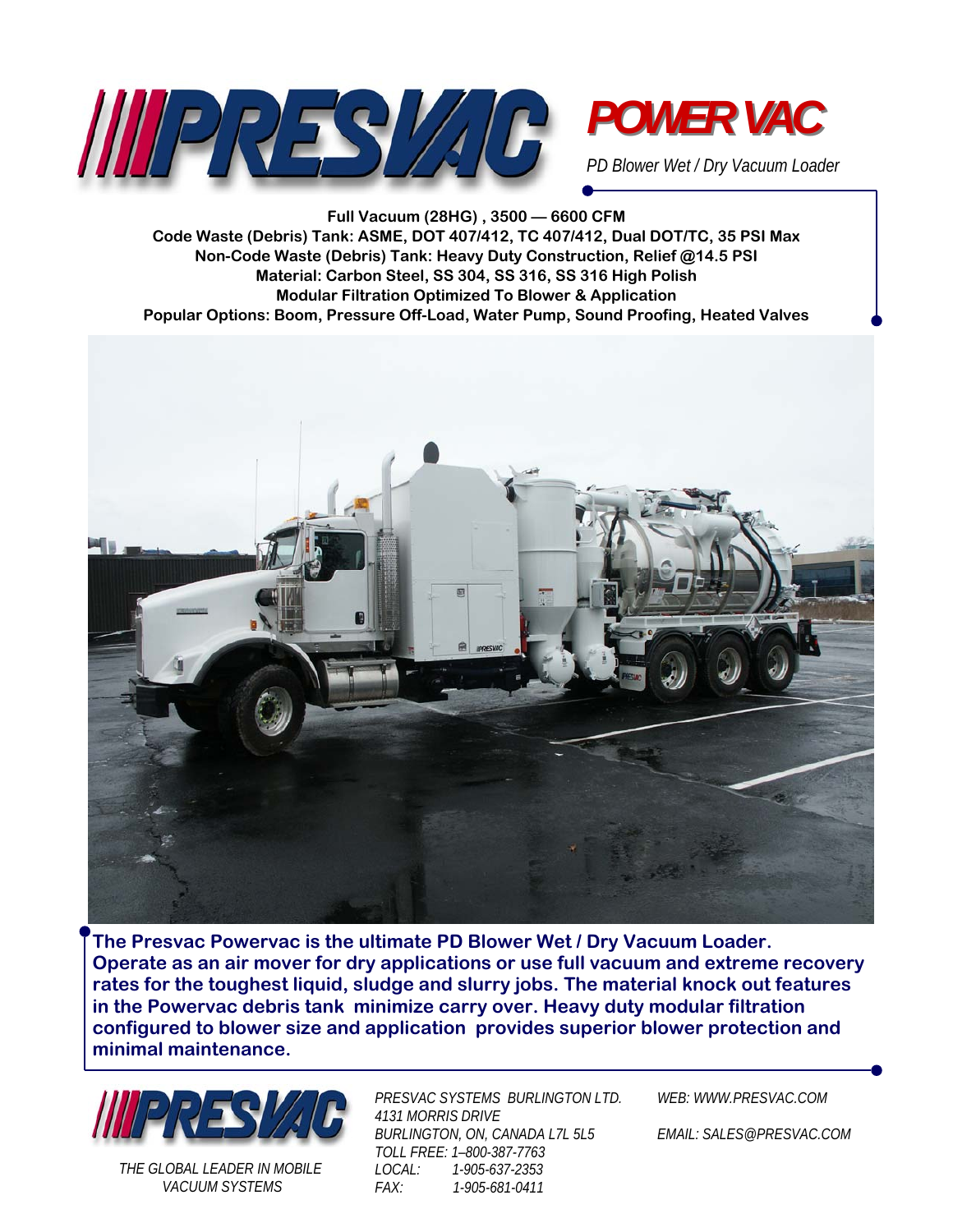# PRESVAC

## POWER VAC

*PD Blower Wet / Dry Vacuum Loader*

**Full Vacuum (28HG) , 3500 — 6600 CFM**
**Code Waste (Debris) Tank: ASME, DOT 407/412, TC 407/412, Dual DOT/TC, 35 PSI Max**
**Non-Code Waste (Debris) Tank: Heavy Duty Construction, Relief @14.5 PSI**
**Material: Carbon Steel, SS 304, SS 316, SS 316 High Polish**
**Modular Filtration Optimized To Blower & Application**
**Popular Options: Boom, Pressure Off-Load, Water Pump, Sound Proofing, Heated Valves**

**The Presvac Powervac is the ultimate PD Blower Wet / Dry Vacuum Loader. Operate as an air mover for dry applications or use full vacuum and extreme recovery rates for the toughest liquid, sludge and slurry jobs. The material knock out features in the Powervac debris tank minimize carry over. Heavy duty modular filtration configured to blower size and application provides superior blower protection and minimal maintenance.**

PRESVAC

*THE GLOBAL LEADER IN MOBILE VACUUM SYSTEMS*

*PRESVAC SYSTEMS BURLINGTON LTD.*
*4131 MORRIS DRIVE*
*BURLINGTON, ON, CANADA L7L 5L5*
*TOLL FREE: 1–800-387-7763*
*LOCAL: 1-905-637-2353*
*FAX: 1-905-681-0411*

*WEB: WWW.PRESVAC.COM*

*EMAIL: SALES@PRESVAC.COM*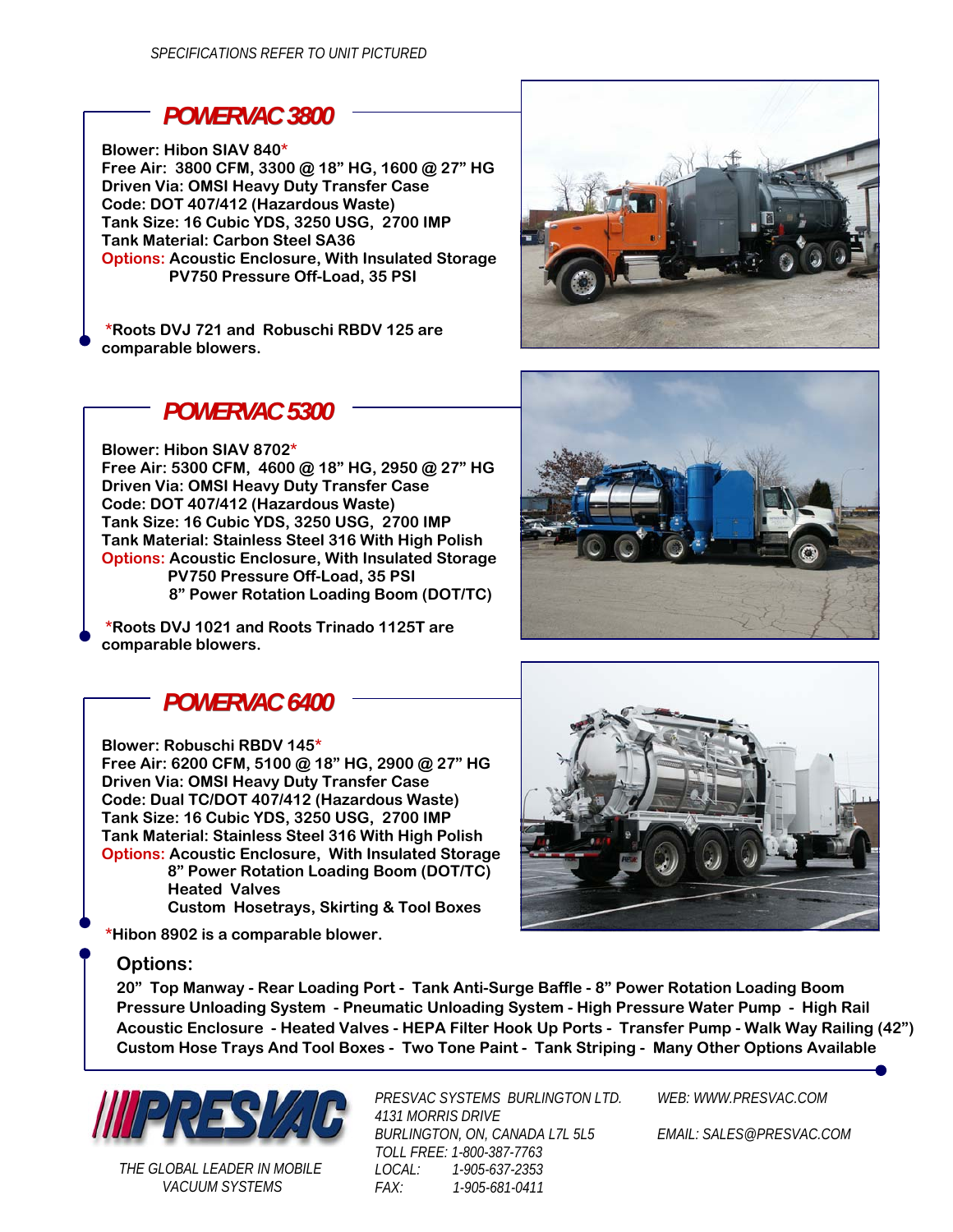*SPECIFICATIONS REFER TO UNIT PICTURED*

## POWERVAC 3800

**Blower: Hibon SIAV 840***
**Free Air: 3800 CFM, 3300 @ 18" HG, 1600 @ 27" HG**
**Driven Via: OMSI Heavy Duty Transfer Case**
**Code: DOT 407/412 (Hazardous Waste)**
**Tank Size: 16 Cubic YDS, 3250 USG, 2700 IMP**
**Tank Material: Carbon Steel SA36**
**Options: Acoustic Enclosure, With Insulated Storage**
**PV750 Pressure Off-Load, 35 PSI**

***Roots DVJ 721 and Robuschi RBDV 125 are comparable blowers.**

## POWERVAC 5300

**Blower: Hibon SIAV 8702***
**Free Air: 5300 CFM, 4600 @ 18" HG, 2950 @ 27" HG**
**Driven Via: OMSI Heavy Duty Transfer Case**
**Code: DOT 407/412 (Hazardous Waste)**
**Tank Size: 16 Cubic YDS, 3250 USG, 2700 IMP**
**Tank Material: Stainless Steel 316 With High Polish**
**Options: Acoustic Enclosure, With Insulated Storage**
**PV750 Pressure Off-Load, 35 PSI**
**8" Power Rotation Loading Boom (DOT/TC)**

***Roots DVJ 1021 and Roots Trinado 1125T are comparable blowers.**

## POWERVAC 6400

**Blower: Robuschi RBDV 145***
**Free Air: 6200 CFM, 5100 @ 18" HG, 2900 @ 27" HG**
**Driven Via: OMSI Heavy Duty Transfer Case**
**Code: Dual TC/DOT 407/412 (Hazardous Waste)**
**Tank Size: 16 Cubic YDS, 3250 USG, 2700 IMP**
**Tank Material: Stainless Steel 316 With High Polish**
**Options: Acoustic Enclosure, With Insulated Storage**
**8" Power Rotation Loading Boom (DOT/TC)**
**Heated Valves**
**Custom Hosetrays, Skirting & Tool Boxes**

***Hibon 8902 is a comparable blower.**

### Options:

**20" Top Manway - Rear Loading Port - Tank Anti-Surge Baffle - 8" Power Rotation Loading Boom Pressure Unloading System - Pneumatic Unloading System - High Pressure Water Pump - High Rail Acoustic Enclosure - Heated Valves - HEPA Filter Hook Up Ports - Transfer Pump - Walk Way Railing (42") Custom Hose Trays And Tool Boxes - Two Tone Paint - Tank Striping - Many Other Options Available**

**PRESVAC**

*THE GLOBAL LEADER IN MOBILE VACUUM SYSTEMS*

*PRESVAC SYSTEMS BURLINGTON LTD.*
*4131 MORRIS DRIVE*
*BURLINGTON, ON, CANADA L7L 5L5*
*TOLL FREE: 1-800-387-7763*
*LOCAL: 1-905-637-2353*
*FAX: 1-905-681-0411*

*WEB: WWW.PRESVAC.COM*

*EMAIL: SALES@PRESVAC.COM*